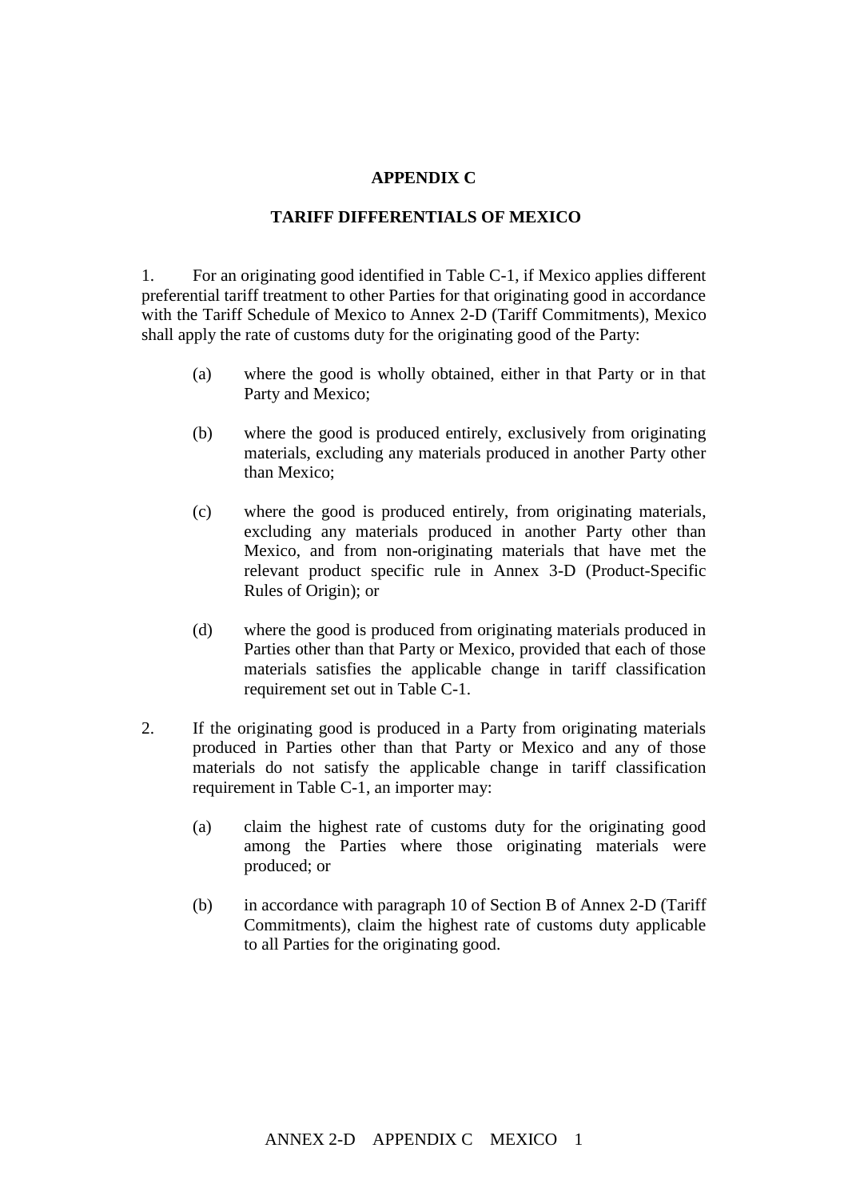# APPENDIX C

## TARIFF DIFFERENTIALS OF MEXICO

1. For an originating good identified in Table C-1, if Mexico applies different preferential tariff treatment to other Parties for that originating good in accordance with the Tariff Schedule of Mexico to Annex 2-D (Tariff Commitments), Mexico shall apply the rate of customs duty for the originating good of the Party:

   (a) where the good is wholly obtained, either in that Party or in that Party and Mexico;

   (b) where the good is produced entirely, exclusively from originating materials, excluding any materials produced in another Party other than Mexico;

   (c) where the good is produced entirely, from originating materials, excluding any materials produced in another Party other than Mexico, and from non-originating materials that have met the relevant product specific rule in Annex 3-D (Product-Specific Rules of Origin); or

   (d) where the good is produced from originating materials produced in Parties other than that Party or Mexico, provided that each of those materials satisfies the applicable change in tariff classification requirement set out in Table C-1.

2. If the originating good is produced in a Party from originating materials produced in Parties other than that Party or Mexico and any of those materials do not satisfy the applicable change in tariff classification requirement in Table C-1, an importer may:

   (a) claim the highest rate of customs duty for the originating good among the Parties where those originating materials were produced; or

   (b) in accordance with paragraph 10 of Section B of Annex 2-D (Tariff Commitments), claim the highest rate of customs duty applicable to all Parties for the originating good.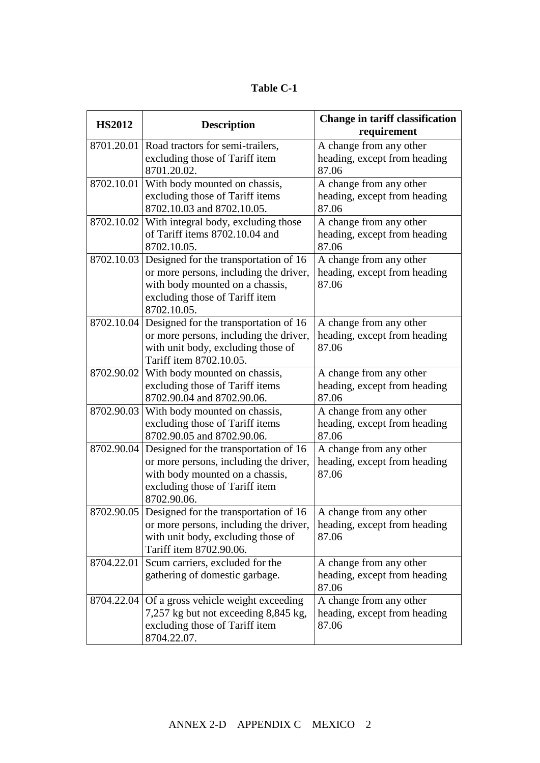**Table C-1**

| HS2012 | Description | Change in tariff classification requirement |
| --- | --- | --- |
| 8701.20.01 | Road tractors for semi-trailers, excluding those of Tariff item 8701.20.02. | A change from any other heading, except from heading 87.06 |
| 8702.10.01 | With body mounted on chassis, excluding those of Tariff items 8702.10.03 and 8702.10.05. | A change from any other heading, except from heading 87.06 |
| 8702.10.02 | With integral body, excluding those of Tariff items 8702.10.04 and 8702.10.05. | A change from any other heading, except from heading 87.06 |
| 8702.10.03 | Designed for the transportation of 16 or more persons, including the driver, with body mounted on a chassis, excluding those of Tariff item 8702.10.05. | A change from any other heading, except from heading 87.06 |
| 8702.10.04 | Designed for the transportation of 16 or more persons, including the driver, with unit body, excluding those of Tariff item 8702.10.05. | A change from any other heading, except from heading 87.06 |
| 8702.90.02 | With body mounted on chassis, excluding those of Tariff items 8702.90.04 and 8702.90.06. | A change from any other heading, except from heading 87.06 |
| 8702.90.03 | With body mounted on chassis, excluding those of Tariff items 8702.90.05 and 8702.90.06. | A change from any other heading, except from heading 87.06 |
| 8702.90.04 | Designed for the transportation of 16 or more persons, including the driver, with body mounted on a chassis, excluding those of Tariff item 8702.90.06. | A change from any other heading, except from heading 87.06 |
| 8702.90.05 | Designed for the transportation of 16 or more persons, including the driver, with unit body, excluding those of Tariff item 8702.90.06. | A change from any other heading, except from heading 87.06 |
| 8704.22.01 | Scum carriers, excluded for the gathering of domestic garbage. | A change from any other heading, except from heading 87.06 |
| 8704.22.04 | Of a gross vehicle weight exceeding 7,257 kg but not exceeding 8,845 kg, excluding those of Tariff item 8704.22.07. | A change from any other heading, except from heading 87.06 |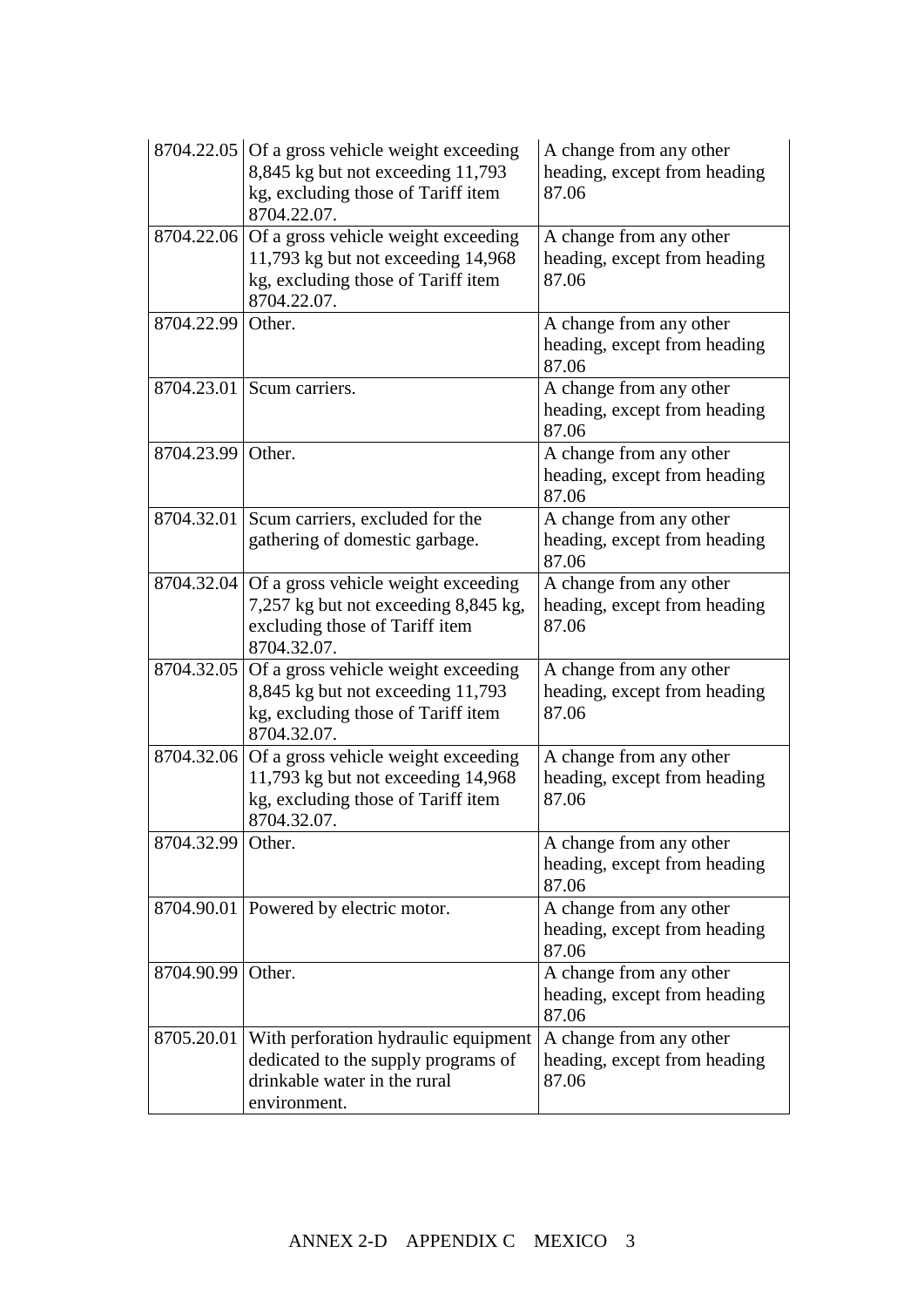| | | |
|---|---|---|
| 8704.22.05 | Of a gross vehicle weight exceeding 8,845 kg but not exceeding 11,793 kg, excluding those of Tariff item 8704.22.07. | A change from any other heading, except from heading 87.06 |
| 8704.22.06 | Of a gross vehicle weight exceeding 11,793 kg but not exceeding 14,968 kg, excluding those of Tariff item 8704.22.07. | A change from any other heading, except from heading 87.06 |
| 8704.22.99 | Other. | A change from any other heading, except from heading 87.06 |
| 8704.23.01 | Scum carriers. | A change from any other heading, except from heading 87.06 |
| 8704.23.99 | Other. | A change from any other heading, except from heading 87.06 |
| 8704.32.01 | Scum carriers, excluded for the gathering of domestic garbage. | A change from any other heading, except from heading 87.06 |
| 8704.32.04 | Of a gross vehicle weight exceeding 7,257 kg but not exceeding 8,845 kg, excluding those of Tariff item 8704.32.07. | A change from any other heading, except from heading 87.06 |
| 8704.32.05 | Of a gross vehicle weight exceeding 8,845 kg but not exceeding 11,793 kg, excluding those of Tariff item 8704.32.07. | A change from any other heading, except from heading 87.06 |
| 8704.32.06 | Of a gross vehicle weight exceeding 11,793 kg but not exceeding 14,968 kg, excluding those of Tariff item 8704.32.07. | A change from any other heading, except from heading 87.06 |
| 8704.32.99 | Other. | A change from any other heading, except from heading 87.06 |
| 8704.90.01 | Powered by electric motor. | A change from any other heading, except from heading 87.06 |
| 8704.90.99 | Other. | A change from any other heading, except from heading 87.06 |
| 8705.20.01 | With perforation hydraulic equipment dedicated to the supply programs of drinkable water in the rural environment. | A change from any other heading, except from heading 87.06 |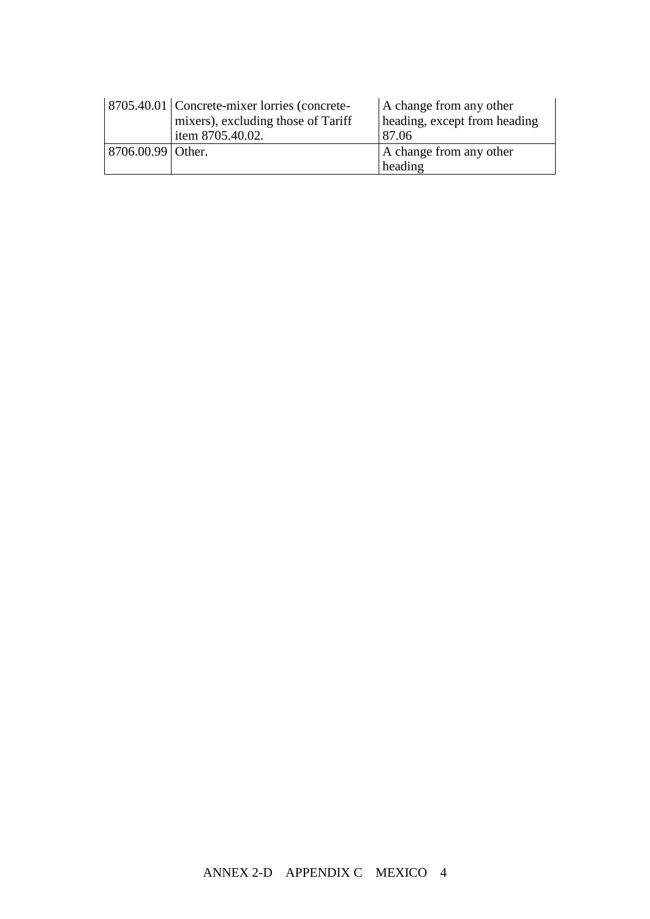| | | |
|---|---|---|
| 8705.40.01 | Concrete-mixer lorries (concrete-mixers), excluding those of Tariff item 8705.40.02. | A change from any other heading, except from heading 87.06 |
| 8706.00.99 | Other. | A change from any other heading |